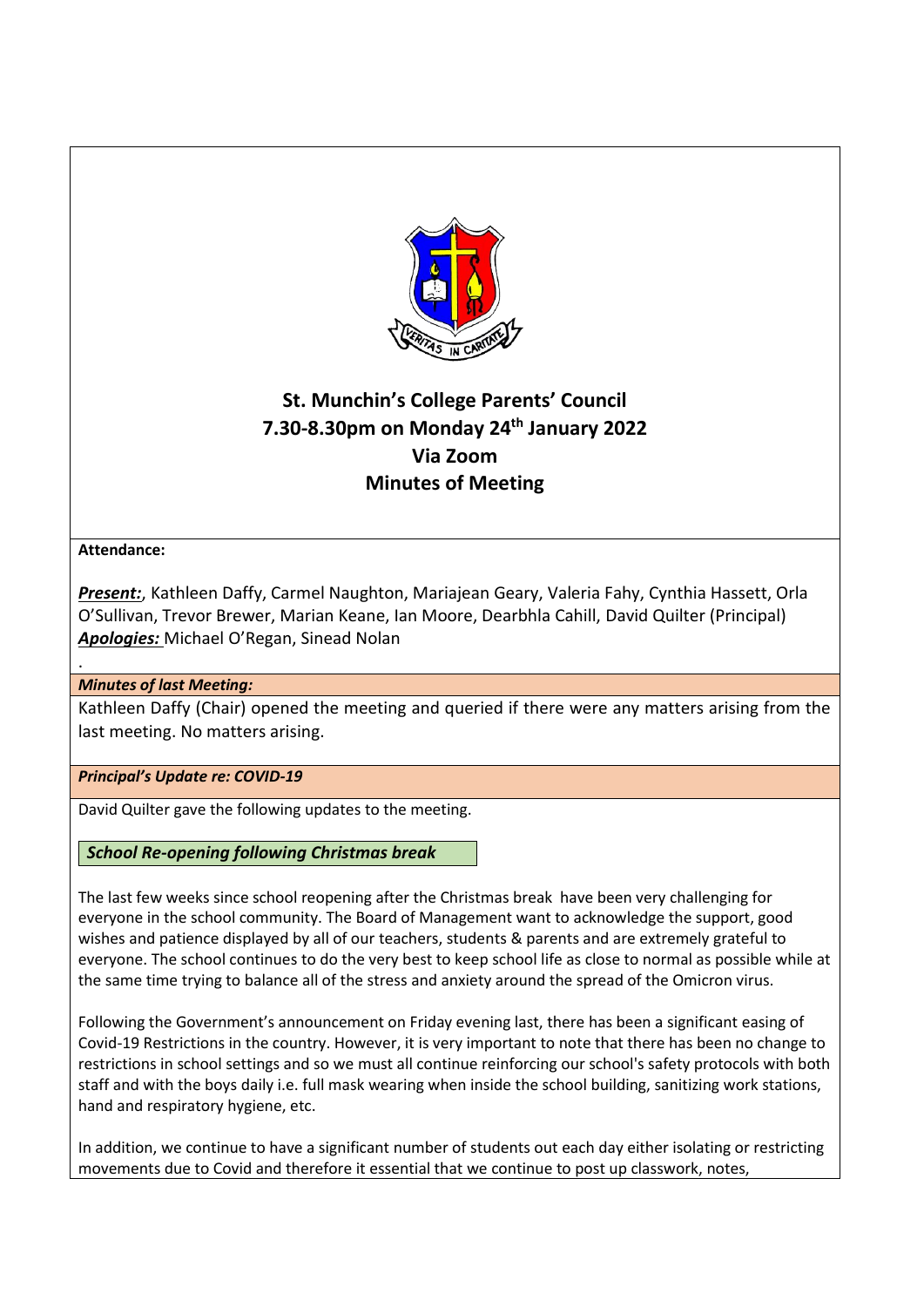# St. Munchin's College Parents' Council
## 7.30-8.30pm on Monday 24th January 2022
## Via Zoom
## Minutes of Meeting

**Attendance:**

***Present:***, Kathleen Daffy, Carmel Naughton, Mariajean Geary, Valeria Fahy, Cynthia Hassett, Orla O'Sullivan, Trevor Brewer, Marian Keane, Ian Moore, Dearbhla Cahill, David Quilter (Principal)
***Apologies:*** Michael O'Regan, Sinead Nolan

.

***Minutes of last Meeting:***

Kathleen Daffy (Chair) opened the meeting and queried if there were any matters arising from the last meeting. No matters arising.

***Principal's Update re: COVID-19***

David Quilter gave the following updates to the meeting.

***School Re-opening following Christmas break***

The last few weeks since school reopening after the Christmas break have been very challenging for everyone in the school community. The Board of Management want to acknowledge the support, good wishes and patience displayed by all of our teachers, students & parents and are extremely grateful to everyone. The school continues to do the very best to keep school life as close to normal as possible while at the same time trying to balance all of the stress and anxiety around the spread of the Omicron virus.

Following the Government's announcement on Friday evening last, there has been a significant easing of Covid-19 Restrictions in the country. However, it is very important to note that there has been no change to restrictions in school settings and so we must all continue reinforcing our school's safety protocols with both staff and with the boys daily i.e. full mask wearing when inside the school building, sanitizing work stations, hand and respiratory hygiene, etc.

In addition, we continue to have a significant number of students out each day either isolating or restricting movements due to Covid and therefore it essential that we continue to post up classwork, notes,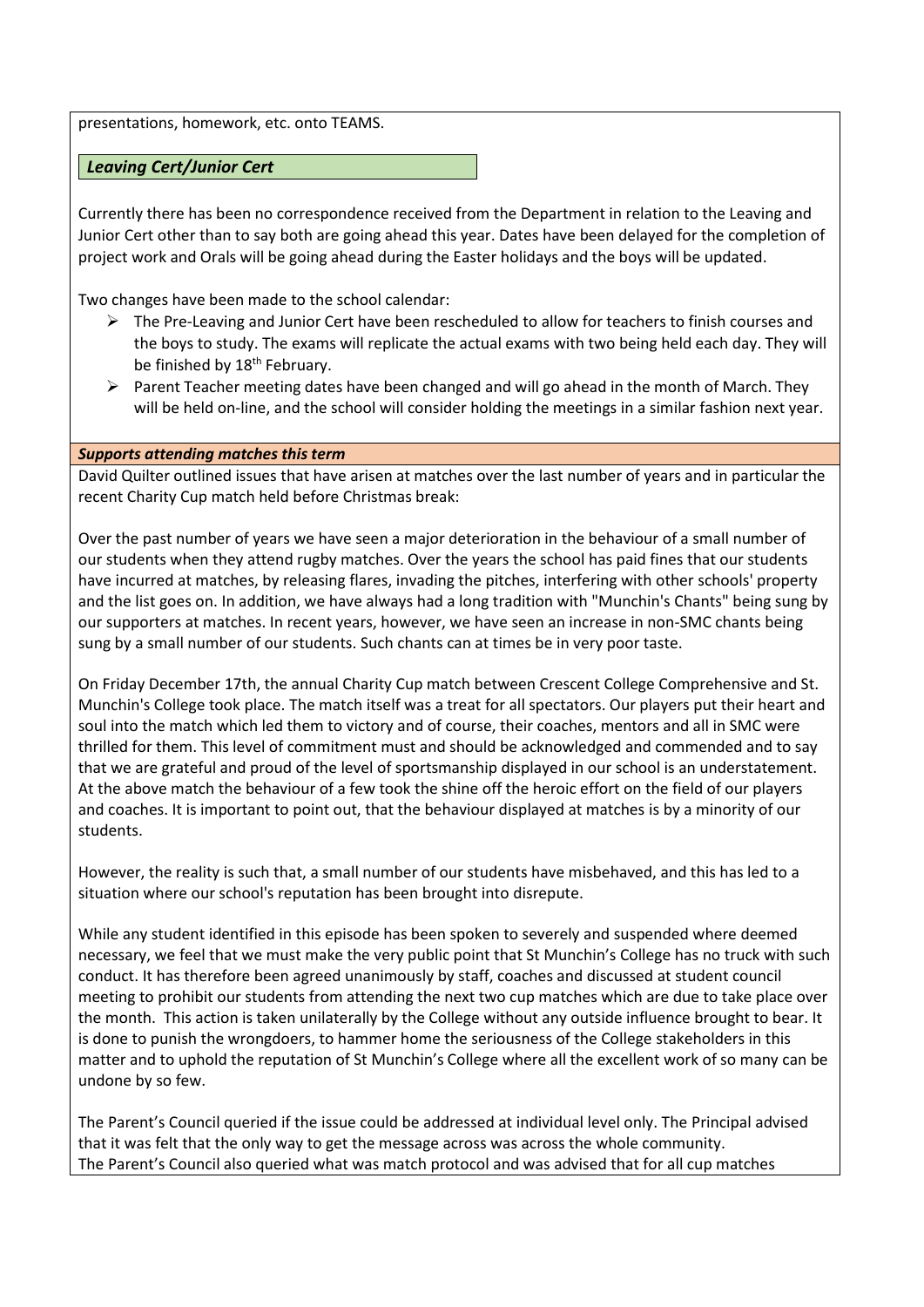presentations, homework, etc. onto TEAMS.

### *Leaving Cert/Junior Cert*

Currently there has been no correspondence received from the Department in relation to the Leaving and Junior Cert other than to say both are going ahead this year. Dates have been delayed for the completion of project work and Orals will be going ahead during the Easter holidays and the boys will be updated.

Two changes have been made to the school calendar:

- The Pre-Leaving and Junior Cert have been rescheduled to allow for teachers to finish courses and the boys to study. The exams will replicate the actual exams with two being held each day. They will be finished by 18th February.
- Parent Teacher meeting dates have been changed and will go ahead in the month of March. They will be held on-line, and the school will consider holding the meetings in a similar fashion next year.

### *Supports attending matches this term*

David Quilter outlined issues that have arisen at matches over the last number of years and in particular the recent Charity Cup match held before Christmas break:

Over the past number of years we have seen a major deterioration in the behaviour of a small number of our students when they attend rugby matches. Over the years the school has paid fines that our students have incurred at matches, by releasing flares, invading the pitches, interfering with other schools' property and the list goes on. In addition, we have always had a long tradition with "Munchin's Chants" being sung by our supporters at matches. In recent years, however, we have seen an increase in non-SMC chants being sung by a small number of our students. Such chants can at times be in very poor taste.

On Friday December 17th, the annual Charity Cup match between Crescent College Comprehensive and St. Munchin's College took place. The match itself was a treat for all spectators. Our players put their heart and soul into the match which led them to victory and of course, their coaches, mentors and all in SMC were thrilled for them. This level of commitment must and should be acknowledged and commended and to say that we are grateful and proud of the level of sportsmanship displayed in our school is an understatement. At the above match the behaviour of a few took the shine off the heroic effort on the field of our players and coaches. It is important to point out, that the behaviour displayed at matches is by a minority of our students.

However, the reality is such that, a small number of our students have misbehaved, and this has led to a situation where our school's reputation has been brought into disrepute.

While any student identified in this episode has been spoken to severely and suspended where deemed necessary, we feel that we must make the very public point that St Munchin's College has no truck with such conduct. It has therefore been agreed unanimously by staff, coaches and discussed at student council meeting to prohibit our students from attending the next two cup matches which are due to take place over the month. This action is taken unilaterally by the College without any outside influence brought to bear. It is done to punish the wrongdoers, to hammer home the seriousness of the College stakeholders in this matter and to uphold the reputation of St Munchin's College where all the excellent work of so many can be undone by so few.

The Parent's Council queried if the issue could be addressed at individual level only. The Principal advised that it was felt that the only way to get the message across was across the whole community.
The Parent's Council also queried what was match protocol and was advised that for all cup matches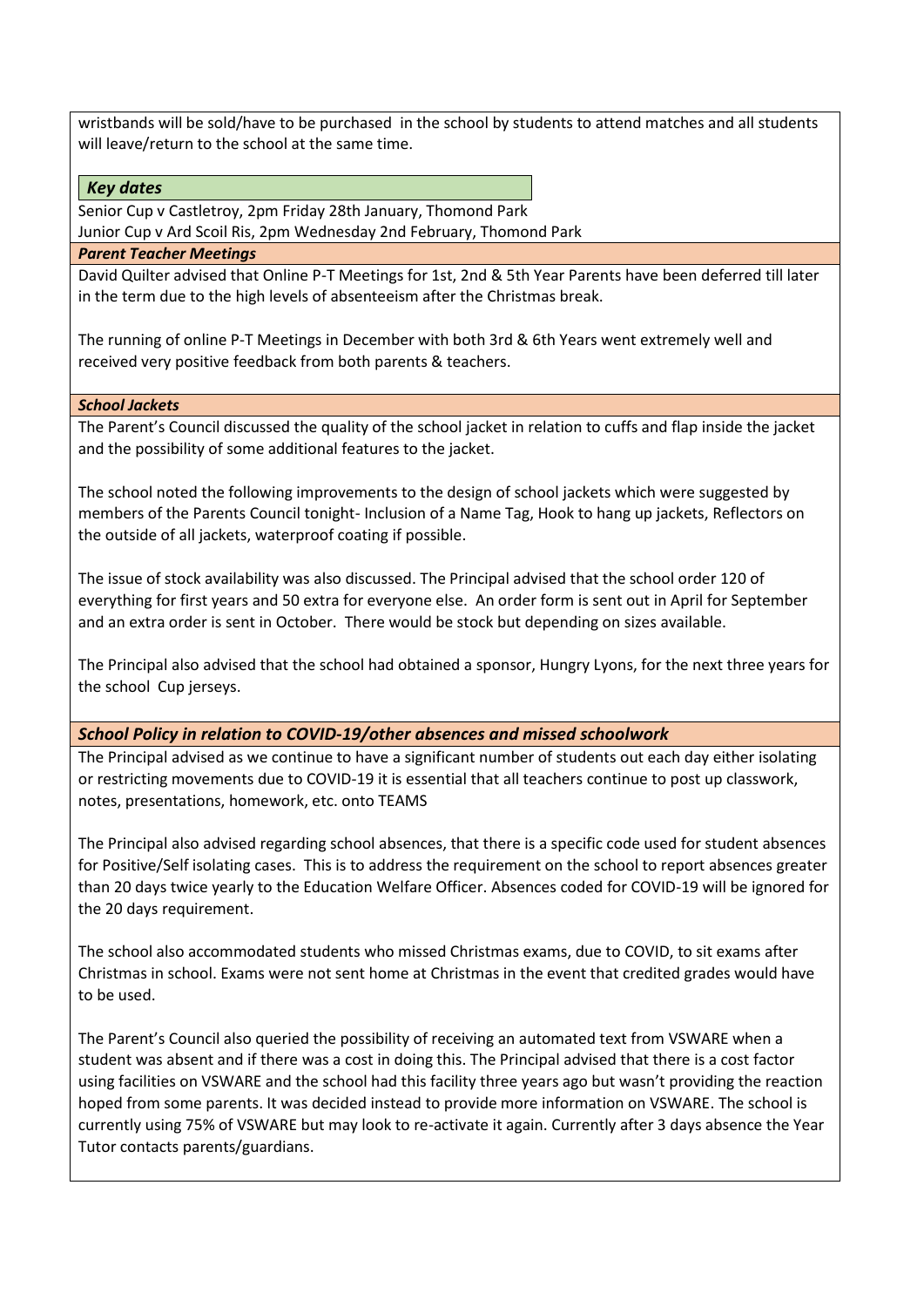wristbands will be sold/have to be purchased in the school by students to attend matches and all students will leave/return to the school at the same time.

### *Key dates*

Senior Cup v Castletroy, 2pm Friday 28th January, Thomond Park
Junior Cup v Ard Scoil Ris, 2pm Wednesday 2nd February, Thomond Park

### *Parent Teacher Meetings*

David Quilter advised that Online P-T Meetings for 1st, 2nd & 5th Year Parents have been deferred till later in the term due to the high levels of absenteeism after the Christmas break.

The running of online P-T Meetings in December with both 3rd & 6th Years went extremely well and received very positive feedback from both parents & teachers.

### *School Jackets*

The Parent's Council discussed the quality of the school jacket in relation to cuffs and flap inside the jacket and the possibility of some additional features to the jacket.

The school noted the following improvements to the design of school jackets which were suggested by members of the Parents Council tonight- Inclusion of a Name Tag, Hook to hang up jackets, Reflectors on the outside of all jackets, waterproof coating if possible.

The issue of stock availability was also discussed. The Principal advised that the school order 120 of everything for first years and 50 extra for everyone else. An order form is sent out in April for September and an extra order is sent in October. There would be stock but depending on sizes available.

The Principal also advised that the school had obtained a sponsor, Hungry Lyons, for the next three years for the school Cup jerseys.

### *School Policy in relation to COVID-19/other absences and missed schoolwork*

The Principal advised as we continue to have a significant number of students out each day either isolating or restricting movements due to COVID-19 it is essential that all teachers continue to post up classwork, notes, presentations, homework, etc. onto TEAMS

The Principal also advised regarding school absences, that there is a specific code used for student absences for Positive/Self isolating cases. This is to address the requirement on the school to report absences greater than 20 days twice yearly to the Education Welfare Officer. Absences coded for COVID-19 will be ignored for the 20 days requirement.

The school also accommodated students who missed Christmas exams, due to COVID, to sit exams after Christmas in school. Exams were not sent home at Christmas in the event that credited grades would have to be used.

The Parent's Council also queried the possibility of receiving an automated text from VSWARE when a student was absent and if there was a cost in doing this. The Principal advised that there is a cost factor using facilities on VSWARE and the school had this facility three years ago but wasn't providing the reaction hoped from some parents. It was decided instead to provide more information on VSWARE. The school is currently using 75% of VSWARE but may look to re-activate it again. Currently after 3 days absence the Year Tutor contacts parents/guardians.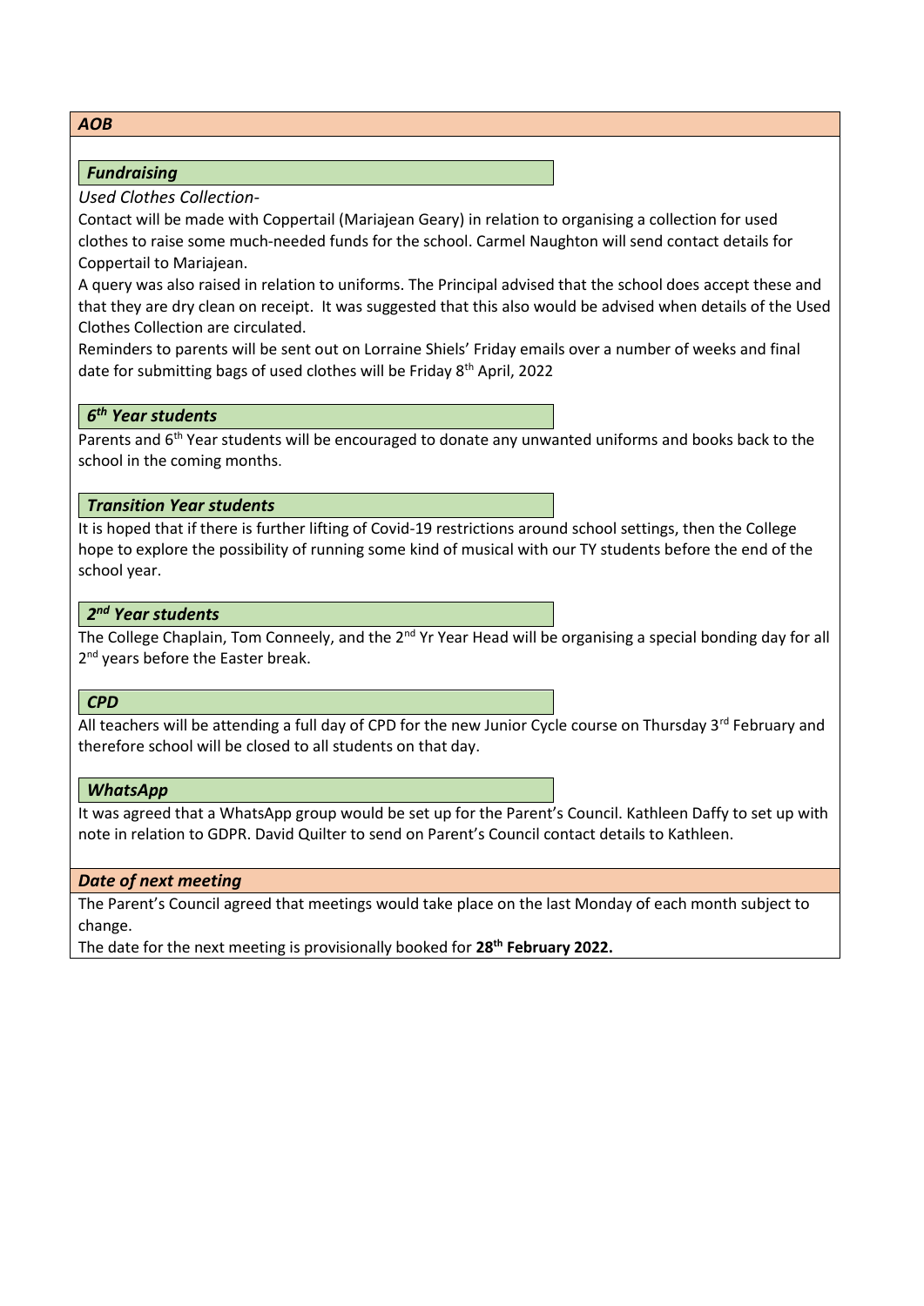## *AOB*

### *Fundraising*

*Used Clothes Collection-*

Contact will be made with Coppertail (Mariajean Geary) in relation to organising a collection for used clothes to raise some much-needed funds for the school. Carmel Naughton will send contact details for Coppertail to Mariajean.

A query was also raised in relation to uniforms. The Principal advised that the school does accept these and that they are dry clean on receipt. It was suggested that this also would be advised when details of the Used Clothes Collection are circulated.

Reminders to parents will be sent out on Lorraine Shiels' Friday emails over a number of weeks and final date for submitting bags of used clothes will be Friday 8th April, 2022

### *6th Year students*

Parents and 6th Year students will be encouraged to donate any unwanted uniforms and books back to the school in the coming months.

### *Transition Year students*

It is hoped that if there is further lifting of Covid-19 restrictions around school settings, then the College hope to explore the possibility of running some kind of musical with our TY students before the end of the school year.

### *2nd Year students*

The College Chaplain, Tom Conneely, and the 2nd Yr Year Head will be organising a special bonding day for all 2nd years before the Easter break.

### *CPD*

All teachers will be attending a full day of CPD for the new Junior Cycle course on Thursday 3rd February and therefore school will be closed to all students on that day.

### *WhatsApp*

It was agreed that a WhatsApp group would be set up for the Parent's Council. Kathleen Daffy to set up with note in relation to GDPR. David Quilter to send on Parent's Council contact details to Kathleen.

## *Date of next meeting*

The Parent's Council agreed that meetings would take place on the last Monday of each month subject to change.

The date for the next meeting is provisionally booked for **28th February 2022.**